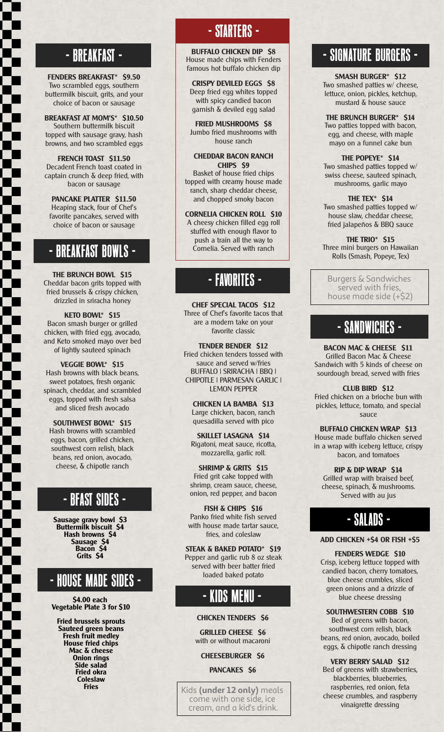## - BREAKFAST -

**FENDERS BREAKFAST* $9.50**
Two scrambled eggs, southern buttermilk biscuit, grits, and your choice of bacon or sausage

**BREAKFAST AT MOM'S* $10.50**
Southern buttermilk biscuit topped with sausage gravy, hash browns, and two scrambled eggs

**FRENCH TOAST $11.50**
Decadent French toast coated in captain crunch & deep fried, with bacon or sausage

**PANCAKE PLATTER $11.50**
Heaping stack, four of Chef's favorite pancakes, served with choice of bacon or sausage

## - BREAKFAST BOWLS -

**THE BRUNCH BOWL $15**
Cheddar bacon grits topped with fried brussels & crispy chicken, drizzled in sriracha honey

**KETO BOWL* $15**
Bacon smash burger or grilled chicken, with fried egg, avocado, and Keto smoked mayo over bed of lightly sauteed spinach

**VEGGIE BOWL* $15**
Hash browns with black beans, sweet potatoes, fresh organic spinach, cheddar, and scrambled eggs, topped with fresh salsa and sliced fresh avocado

**SOUTHWEST BOWL* $15**
Hash browns with scrambled eggs, bacon, grilled chicken, southwest corn relish, black beans, red onion, avocado, cheese, & chipotle ranch

## - BFAST SIDES -

**Sausage gravy bowl $3**
**Buttermilk biscuit $4**
**Hash browns $4**
**Sausage $4**
**Bacon $4**
**Grits $4**

## - HOUSE MADE SIDES -

**$4.00 each**
**Vegetable Plate 3 for $10**

**Fried brussels sprouts**
**Sauteed green beans**
**Fresh fruit medley**
**House fried chips**
**Mac & cheese**
**Onion rings**
**Side salad**
**Fried okra**
**Coleslaw**
**Fries**

## - STARTERS -

**BUFFALO CHICKEN DIP $8**
House made chips with Fenders famous hot buffalo chicken dip

**CRISPY DEVILED EGGS $8**
Deep fried egg whites topped with spicy candied bacon garnish & deviled egg salad

**FRIED MUSHROOMS $8**
Jumbo fried mushrooms with house ranch

**CHEDDAR BACON RANCH CHIPS $9**
Basket of house fried chips topped with creamy house made ranch, sharp cheddar cheese, and chopped smoky bacon

**CORNELIA CHICKEN ROLL $10**
A cheesy chicken filled egg roll stuffed with enough flavor to push a train all the way to Cornelia. Served with ranch

## - FAVORITES -

**CHEF SPECIAL TACOS $12**
Three of Chef's favorite tacos that are a modern take on your favorite classic

**TENDER BENDER $12**
Fried chicken tenders tossed with sauce and served w/fries
BUFFALO | SRIRACHA | BBQ | CHIPOTLE | PARMESAN GARLIC | LEMON PEPPER

**CHICKEN LA BAMBA $13**
Large chicken, bacon, ranch quesadilla served with pico

**SKILLET LASAGNA $14**
Rigatoni, meat sauce, ricotta, mozzarella, garlic roll.

**SHRIMP & GRITS $15**
Fried grit cake topped with shrimp, cream sauce, cheese, onion, red pepper, and bacon

**FISH & CHIPS $16**
Panko fried white fish served with house made tartar sauce, fries, and coleslaw

**STEAK & BAKED POTATO* $19**
Pepper and garlic rub 8 oz steak served with beer batter fried loaded baked potato

## - KIDS MENU -

**CHICKEN TENDERS $6**

**GRILLED CHEESE $6**
with or without macaroni

**CHEESEBURGER $6**

**PANCAKES $6**

Kids **(under 12 only)** meals come with one side, ice cream, and a kid's drink.

## - SIGNATURE BURGERS -

**SMASH BURGER* $12**
Two smashed patties w/ cheese, lettuce, onion, pickles, ketchup, mustard & house sauce

**THE BRUNCH BURGER* $14**
Two patties topped with bacon, egg, and cheese, with maple mayo on a funnel cake bun

**THE POPEYE* $14**
Two smashed patties topped w/ swiss cheese, sauteed spinach, mushrooms, garlic mayo

**THE TEX* $14**
Two smashed patties topped w/ house slaw, cheddar cheese, fried jalapeños & BBQ sauce

**THE TRIO* $15**
Three mini burgers on Hawaiian Rolls (Smash, Popeye, Tex)

Burgers & Sandwiches served with fries, house made side (+$2)

## - SANDWICHES -

**BACON MAC & CHEESE $11**
Grilled Bacon Mac & Cheese Sandwich with 5 kinds of cheese on sourdough bread, served with fries

**CLUB BIRD $12**
Fried chicken on a brioche bun with pickles, lettuce, tomato, and special sauce

**BUFFALO CHICKEN WRAP $13**
House made buffalo chicken served in a wrap with iceberg lettuce, crispy bacon, and tomatoes

**RIP & DIP WRAP $14**
Grilled wrap with braised beef, cheese, spinach, & mushrooms. Served with au jus

## - SALADS -

**ADD CHICKEN +$4 OR FISH +$5**

**FENDERS WEDGE $10**
Crisp, iceberg lettuce topped with candied bacon, cherry tomatoes, blue cheese crumbles, sliced green onions and a drizzle of blue cheese dressing

**SOUTHWESTERN COBB $10**
Bed of greens with bacon, southwest corn relish, black beans, red onion, avocado, boiled eggs, & chipotle ranch dressing

**VERY BERRY SALAD $12**
Bed of greens with strawberries, blackberries, blueberries, raspberries, red onion, feta cheese crumbles, and raspberry vinaigrette dressing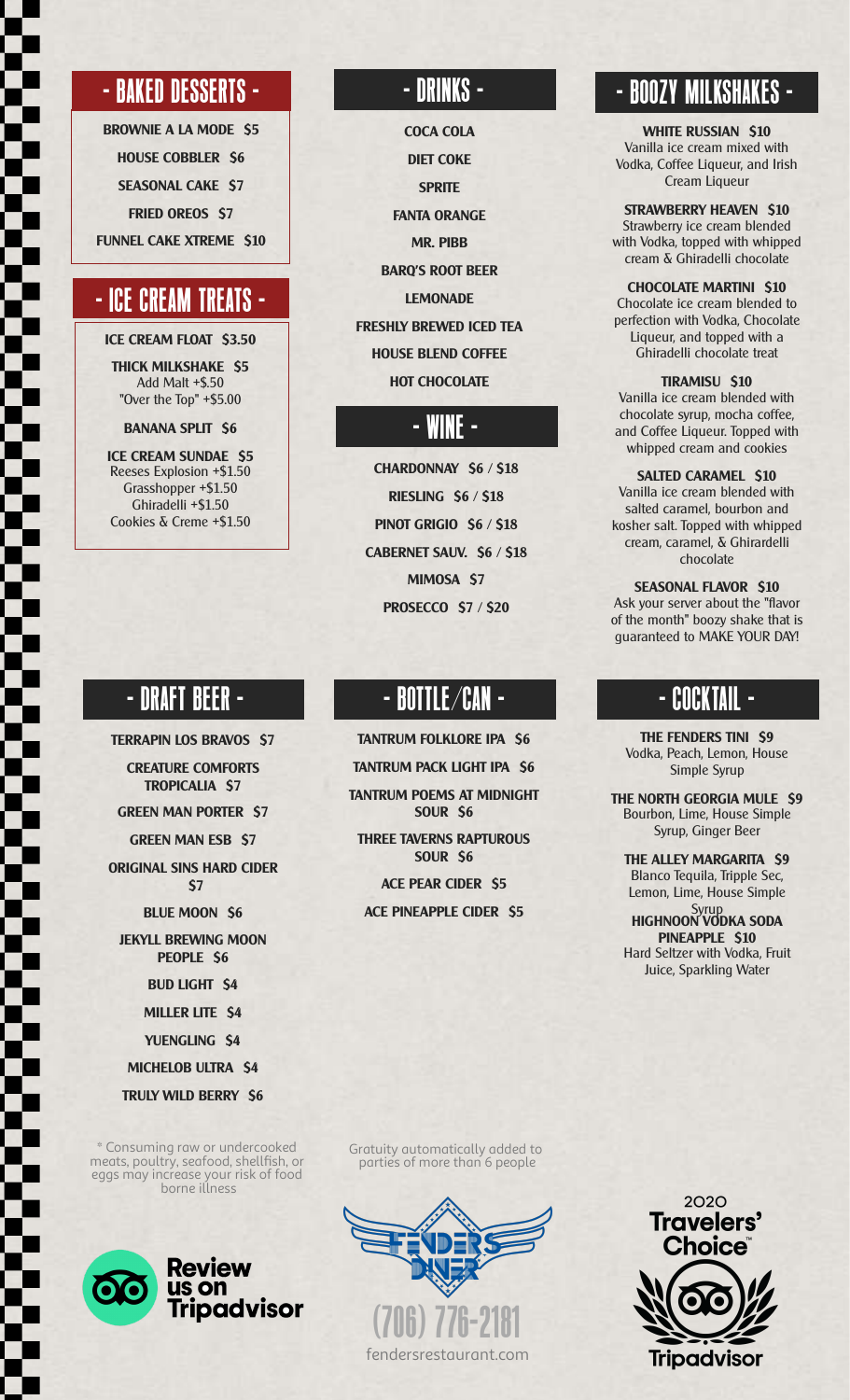## - BAKED DESSERTS -

**BROWNIE A LA MODE $5**

**HOUSE COBBLER $6**

**SEASONAL CAKE $7**

**FRIED OREOS $7**

**FUNNEL CAKE XTREME $10**

## - ICE CREAM TREATS -

**ICE CREAM FLOAT $3.50**

**THICK MILKSHAKE $5**
Add Malt +$.50
"Over the Top" +$5.00

**BANANA SPLIT $6**

**ICE CREAM SUNDAE $5**
Reeses Explosion +$1.50
Grasshopper +$1.50
Ghiradelli +$1.50
Cookies & Creme +$1.50

## - DRINKS -

**COCA COLA**

**DIET COKE**

**SPRITE**

**FANTA ORANGE**

**MR. PIBB**

**BARQ'S ROOT BEER**

**LEMONADE**

**FRESHLY BREWED ICED TEA**

**HOUSE BLEND COFFEE**

**HOT CHOCOLATE**

## - WINE -

**CHARDONNAY $6 / $18**

**RIESLING $6 / $18**

**PINOT GRIGIO $6 / $18**

**CABERNET SAUV. $6 / $18**

**MIMOSA $7**

**PROSECCO $7 / $20**

## - BOOZY MILKSHAKES -

**WHITE RUSSIAN $10**
Vanilla ice cream mixed with Vodka, Coffee Liqueur, and Irish Cream Liqueur

**STRAWBERRY HEAVEN $10**
Strawberry ice cream blended with Vodka, topped with whipped cream & Ghiradelli chocolate

**CHOCOLATE MARTINI $10**
Chocolate ice cream blended to perfection with Vodka, Chocolate Liqueur, and topped with a Ghiradelli chocolate treat

**TIRAMISU $10**
Vanilla ice cream blended with chocolate syrup, mocha coffee, and Coffee Liqueur. Topped with whipped cream and cookies

**SALTED CARAMEL $10**
Vanilla ice cream blended with salted caramel, bourbon and kosher salt. Topped with whipped cream, caramel, & Ghirardelli chocolate

**SEASONAL FLAVOR $10**
Ask your server about the "flavor of the month" boozy shake that is guaranteed to MAKE YOUR DAY!

## - DRAFT BEER -

**TERRAPIN LOS BRAVOS $7**

**CREATURE COMFORTS TROPICALIA $7**

**GREEN MAN PORTER $7**

**GREEN MAN ESB $7**

**ORIGINAL SINS HARD CIDER $7**

**BLUE MOON $6**

**JEKYLL BREWING MOON PEOPLE $6**

**BUD LIGHT $4**

**MILLER LITE $4**

**YUENGLING $4**

**MICHELOB ULTRA $4**

**TRULY WILD BERRY $6**

## - BOTTLE/CAN -

**TANTRUM FOLKLORE IPA $6**

**TANTRUM PACK LIGHT IPA $6**

**TANTRUM POEMS AT MIDNIGHT SOUR $6**

**THREE TAVERNS RAPTUROUS SOUR $6**

**ACE PEAR CIDER $5**

**ACE PINEAPPLE CIDER $5**

## - COCKTAIL -

**THE FENDERS TINI $9**
Vodka, Peach, Lemon, House Simple Syrup

**THE NORTH GEORGIA MULE $9**
Bourbon, Lime, House Simple Syrup, Ginger Beer

**THE ALLEY MARGARITA $9**
Blanco Tequila, Tripple Sec, Lemon, Lime, House Simple Syrup

**HIGHNOON VODKA SODA PINEAPPLE $10**
Hard Seltzer with Vodka, Fruit Juice, Sparkling Water

\* Consuming raw or undercooked meats, poultry, seafood, shellfish, or eggs may increase your risk of food borne illness

Review us on Tripadvisor

Gratuity automatically added to parties of more than 6 people

FENDERS DINER

(706) 776-2181

fendersrestaurant.com

2020 Travelers' Choice Tripadvisor